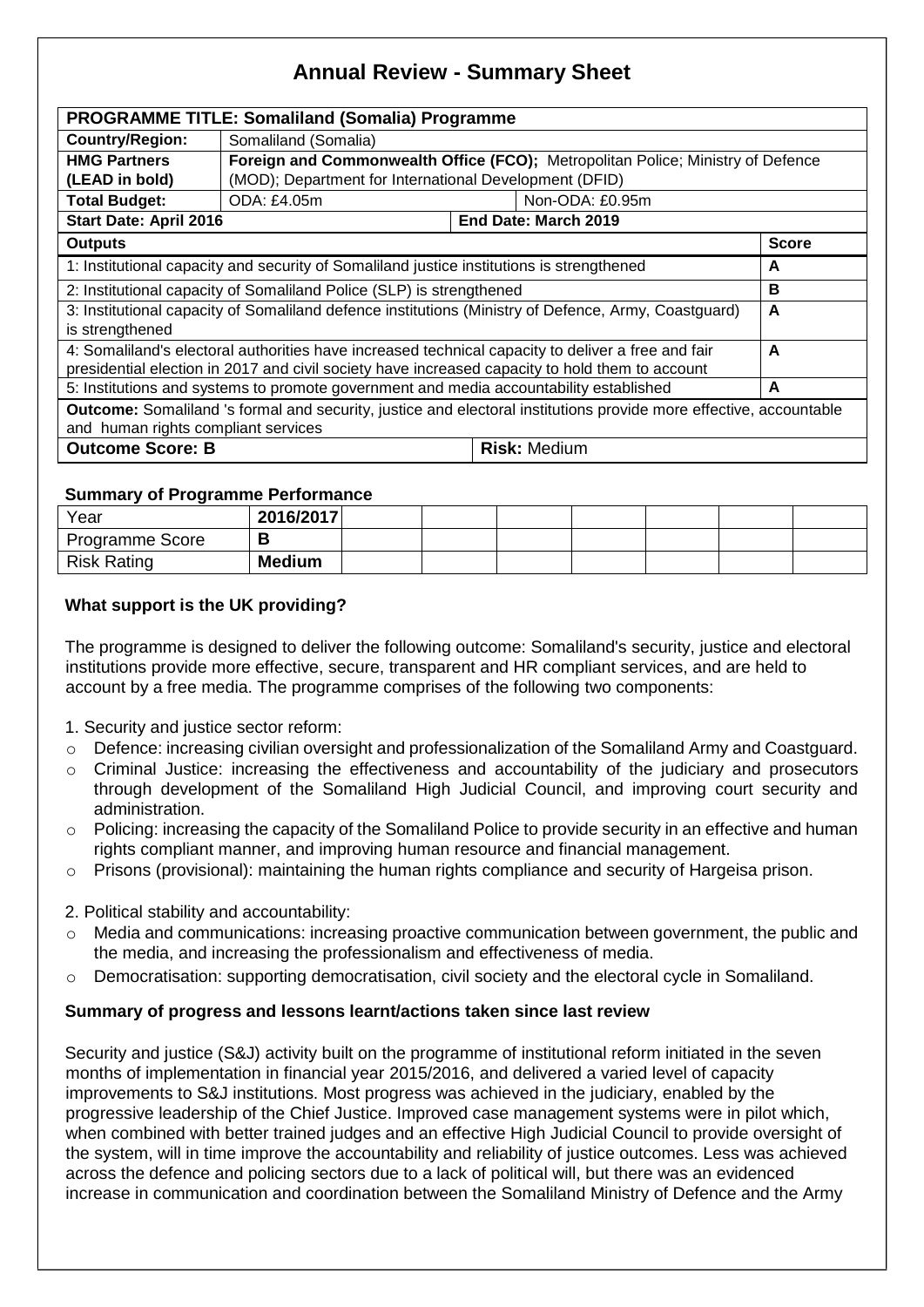# Annual Review - Summary Sheet

| PROGRAMME TITLE: Somaliland (Somalia) Programme | | | |
|---|---|---|---|
| **Country/Region:** | Somaliland (Somalia) | | |
| **HMG Partners (LEAD in bold)** | **Foreign and Commonwealth Office (FCO);** Metropolitan Police; Ministry of Defence (MOD); Department for International Development (DFID) | | |
| **Total Budget:** | ODA: £4.05m | Non-ODA: £0.95m | |
| **Start Date: April 2016** | | **End Date: March 2019** | |
| **Outputs** | | | **Score** |
| 1: Institutional capacity and security of Somaliland justice institutions is strengthened | | | **A** |
| 2: Institutional capacity of Somaliland Police (SLP) is strengthened | | | **B** |
| 3: Institutional capacity of Somaliland defence institutions (Ministry of Defence, Army, Coastguard) is strengthened | | | **A** |
| 4: Somaliland's electoral authorities have increased technical capacity to deliver a free and fair presidential election in 2017 and civil society have increased capacity to hold them to account | | | **A** |
| 5: Institutions and systems to promote government and media accountability established | | | **A** |
| **Outcome:** Somaliland 's formal and security, justice and electoral institutions provide more effective, accountable and human rights compliant services | | | |
| **Outcome Score: B** | | **Risk:** Medium | |

### Summary of Programme Performance

| Year | 2016/2017 | | | | | | | | |
|---|---|---|---|---|---|---|---|---|---|
| Programme Score | **B** | | | | | | | | |
| Risk Rating | **Medium** | | | | | | | | |

### What support is the UK providing?

The programme is designed to deliver the following outcome: Somaliland's security, justice and electoral institutions provide more effective, secure, transparent and HR compliant services, and are held to account by a free media. The programme comprises of the following two components:

1. Security and justice sector reform:
   - Defence: increasing civilian oversight and professionalization of the Somaliland Army and Coastguard.
   - Criminal Justice: increasing the effectiveness and accountability of the judiciary and prosecutors through development of the Somaliland High Judicial Council, and improving court security and administration.
   - Policing: increasing the capacity of the Somaliland Police to provide security in an effective and human rights compliant manner, and improving human resource and financial management.
   - Prisons (provisional): maintaining the human rights compliance and security of Hargeisa prison.

2. Political stability and accountability:
   - Media and communications: increasing proactive communication between government, the public and the media, and increasing the professionalism and effectiveness of media.
   - Democratisation: supporting democratisation, civil society and the electoral cycle in Somaliland.

### Summary of progress and lessons learnt/actions taken since last review

Security and justice (S&J) activity built on the programme of institutional reform initiated in the seven months of implementation in financial year 2015/2016, and delivered a varied level of capacity improvements to S&J institutions. Most progress was achieved in the judiciary, enabled by the progressive leadership of the Chief Justice. Improved case management systems were in pilot which, when combined with better trained judges and an effective High Judicial Council to provide oversight of the system, will in time improve the accountability and reliability of justice outcomes. Less was achieved across the defence and policing sectors due to a lack of political will, but there was an evidenced increase in communication and coordination between the Somaliland Ministry of Defence and the Army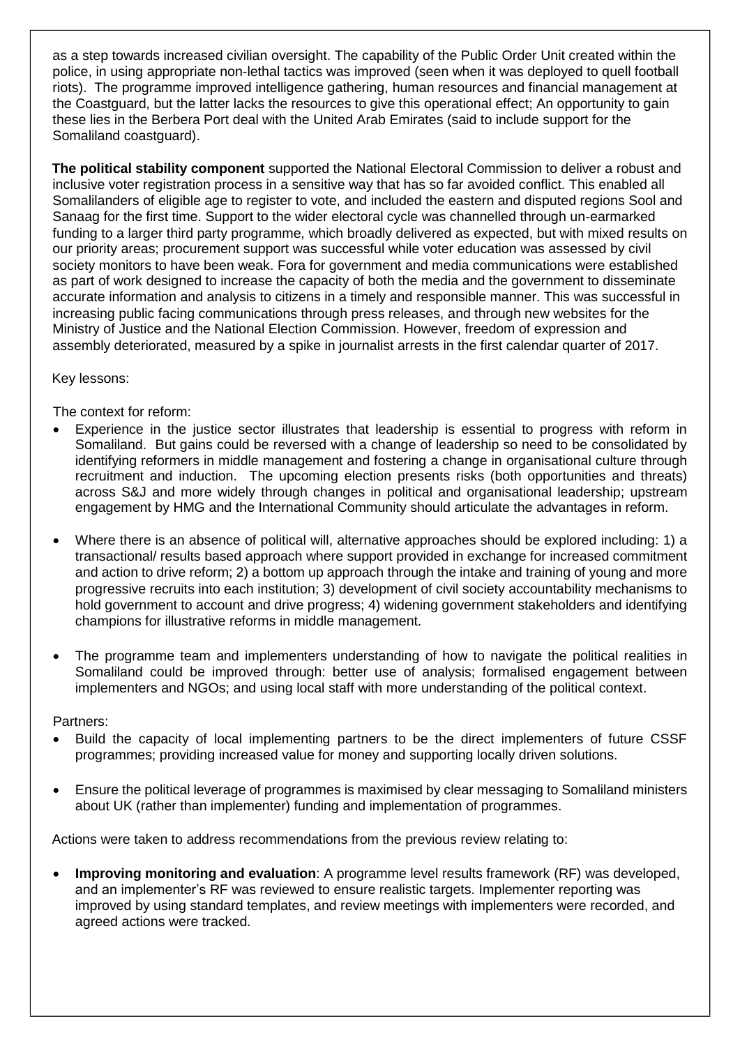as a step towards increased civilian oversight. The capability of the Public Order Unit created within the police, in using appropriate non-lethal tactics was improved (seen when it was deployed to quell football riots). The programme improved intelligence gathering, human resources and financial management at the Coastguard, but the latter lacks the resources to give this operational effect; An opportunity to gain these lies in the Berbera Port deal with the United Arab Emirates (said to include support for the Somaliland coastguard).

**The political stability component** supported the National Electoral Commission to deliver a robust and inclusive voter registration process in a sensitive way that has so far avoided conflict. This enabled all Somalilanders of eligible age to register to vote, and included the eastern and disputed regions Sool and Sanaag for the first time. Support to the wider electoral cycle was channelled through un-earmarked funding to a larger third party programme, which broadly delivered as expected, but with mixed results on our priority areas; procurement support was successful while voter education was assessed by civil society monitors to have been weak. Fora for government and media communications were established as part of work designed to increase the capacity of both the media and the government to disseminate accurate information and analysis to citizens in a timely and responsible manner. This was successful in increasing public facing communications through press releases, and through new websites for the Ministry of Justice and the National Election Commission. However, freedom of expression and assembly deteriorated, measured by a spike in journalist arrests in the first calendar quarter of 2017.

Key lessons:

The context for reform:

- Experience in the justice sector illustrates that leadership is essential to progress with reform in Somaliland. But gains could be reversed with a change of leadership so need to be consolidated by identifying reformers in middle management and fostering a change in organisational culture through recruitment and induction. The upcoming election presents risks (both opportunities and threats) across S&J and more widely through changes in political and organisational leadership; upstream engagement by HMG and the International Community should articulate the advantages in reform.

- Where there is an absence of political will, alternative approaches should be explored including: 1) a transactional/ results based approach where support provided in exchange for increased commitment and action to drive reform; 2) a bottom up approach through the intake and training of young and more progressive recruits into each institution; 3) development of civil society accountability mechanisms to hold government to account and drive progress; 4) widening government stakeholders and identifying champions for illustrative reforms in middle management.

- The programme team and implementers understanding of how to navigate the political realities in Somaliland could be improved through: better use of analysis; formalised engagement between implementers and NGOs; and using local staff with more understanding of the political context.

Partners:

- Build the capacity of local implementing partners to be the direct implementers of future CSSF programmes; providing increased value for money and supporting locally driven solutions.

- Ensure the political leverage of programmes is maximised by clear messaging to Somaliland ministers about UK (rather than implementer) funding and implementation of programmes.

Actions were taken to address recommendations from the previous review relating to:

- **Improving monitoring and evaluation**: A programme level results framework (RF) was developed, and an implementer's RF was reviewed to ensure realistic targets. Implementer reporting was improved by using standard templates, and review meetings with implementers were recorded, and agreed actions were tracked.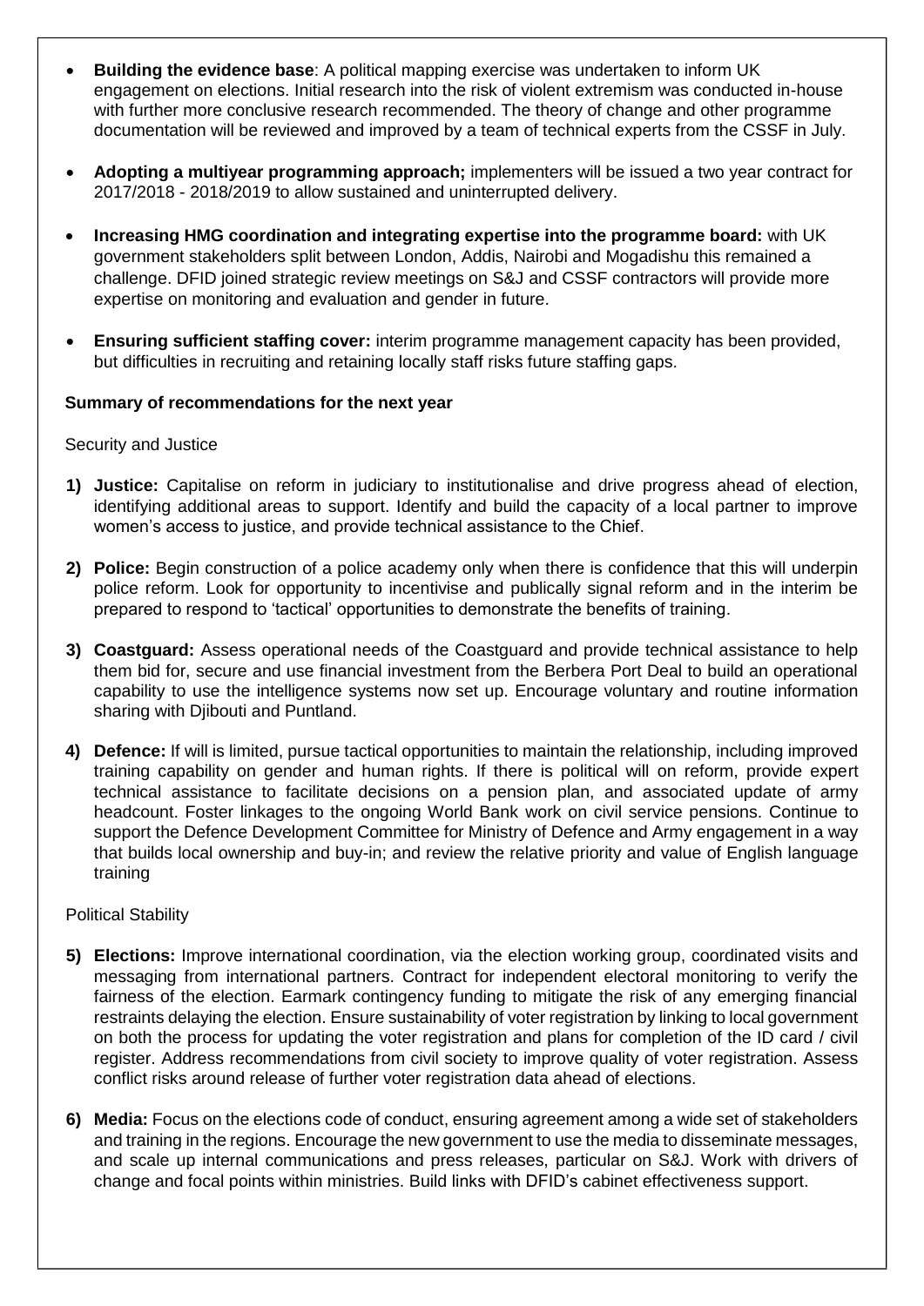- **Building the evidence base**: A political mapping exercise was undertaken to inform UK engagement on elections. Initial research into the risk of violent extremism was conducted in-house with further more conclusive research recommended. The theory of change and other programme documentation will be reviewed and improved by a team of technical experts from the CSSF in July.
- **Adopting a multiyear programming approach;** implementers will be issued a two year contract for 2017/2018 - 2018/2019 to allow sustained and uninterrupted delivery.
- **Increasing HMG coordination and integrating expertise into the programme board:** with UK government stakeholders split between London, Addis, Nairobi and Mogadishu this remained a challenge. DFID joined strategic review meetings on S&J and CSSF contractors will provide more expertise on monitoring and evaluation and gender in future.
- **Ensuring sufficient staffing cover:** interim programme management capacity has been provided, but difficulties in recruiting and retaining locally staff risks future staffing gaps.

**Summary of recommendations for the next year**

Security and Justice

1) **Justice:** Capitalise on reform in judiciary to institutionalise and drive progress ahead of election, identifying additional areas to support. Identify and build the capacity of a local partner to improve women's access to justice, and provide technical assistance to the Chief.
2) **Police:** Begin construction of a police academy only when there is confidence that this will underpin police reform. Look for opportunity to incentivise and publically signal reform and in the interim be prepared to respond to 'tactical' opportunities to demonstrate the benefits of training.
3) **Coastguard:** Assess operational needs of the Coastguard and provide technical assistance to help them bid for, secure and use financial investment from the Berbera Port Deal to build an operational capability to use the intelligence systems now set up. Encourage voluntary and routine information sharing with Djibouti and Puntland.
4) **Defence:** If will is limited, pursue tactical opportunities to maintain the relationship, including improved training capability on gender and human rights. If there is political will on reform, provide expert technical assistance to facilitate decisions on a pension plan, and associated update of army headcount. Foster linkages to the ongoing World Bank work on civil service pensions. Continue to support the Defence Development Committee for Ministry of Defence and Army engagement in a way that builds local ownership and buy-in; and review the relative priority and value of English language training

Political Stability

5) **Elections:** Improve international coordination, via the election working group, coordinated visits and messaging from international partners. Contract for independent electoral monitoring to verify the fairness of the election. Earmark contingency funding to mitigate the risk of any emerging financial restraints delaying the election. Ensure sustainability of voter registration by linking to local government on both the process for updating the voter registration and plans for completion of the ID card / civil register. Address recommendations from civil society to improve quality of voter registration. Assess conflict risks around release of further voter registration data ahead of elections.
6) **Media:** Focus on the elections code of conduct, ensuring agreement among a wide set of stakeholders and training in the regions. Encourage the new government to use the media to disseminate messages, and scale up internal communications and press releases, particular on S&J. Work with drivers of change and focal points within ministries. Build links with DFID's cabinet effectiveness support.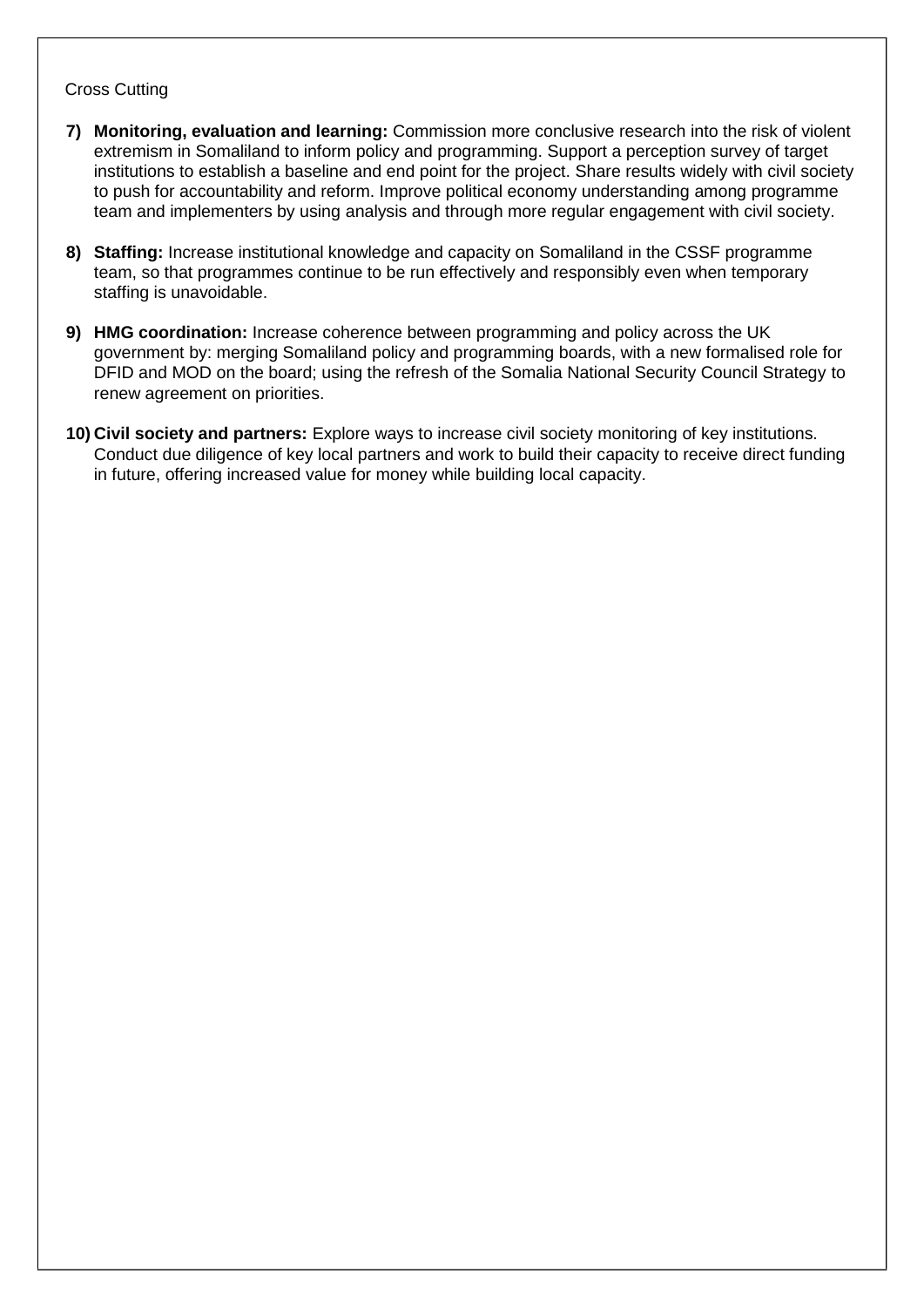Cross Cutting

7) **Monitoring, evaluation and learning:** Commission more conclusive research into the risk of violent extremism in Somaliland to inform policy and programming. Support a perception survey of target institutions to establish a baseline and end point for the project. Share results widely with civil society to push for accountability and reform. Improve political economy understanding among programme team and implementers by using analysis and through more regular engagement with civil society.

8) **Staffing:** Increase institutional knowledge and capacity on Somaliland in the CSSF programme team, so that programmes continue to be run effectively and responsibly even when temporary staffing is unavoidable.

9) **HMG coordination:** Increase coherence between programming and policy across the UK government by: merging Somaliland policy and programming boards, with a new formalised role for DFID and MOD on the board; using the refresh of the Somalia National Security Council Strategy to renew agreement on priorities.

10) **Civil society and partners:** Explore ways to increase civil society monitoring of key institutions. Conduct due diligence of key local partners and work to build their capacity to receive direct funding in future, offering increased value for money while building local capacity.